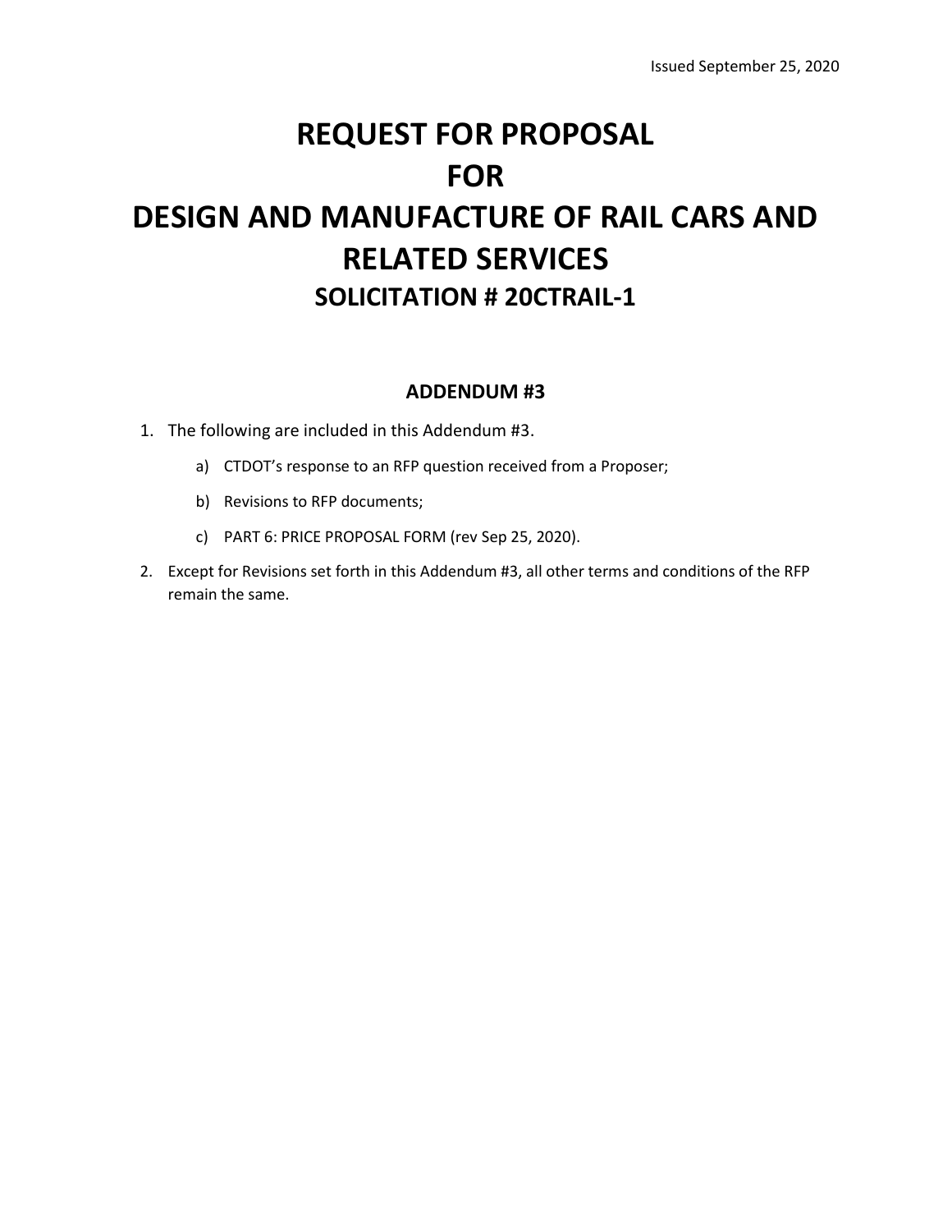Issued September 25, 2020

# REQUEST FOR PROPOSAL
# FOR
# DESIGN AND MANUFACTURE OF RAIL CARS AND RELATED SERVICES
## SOLICITATION # 20CTRAIL-1

### ADDENDUM #3

1. The following are included in this Addendum #3.

   a) CTDOT's response to an RFP question received from a Proposer;

   b) Revisions to RFP documents;

   c) PART 6: PRICE PROPOSAL FORM (rev Sep 25, 2020).

2. Except for Revisions set forth in this Addendum #3, all other terms and conditions of the RFP remain the same.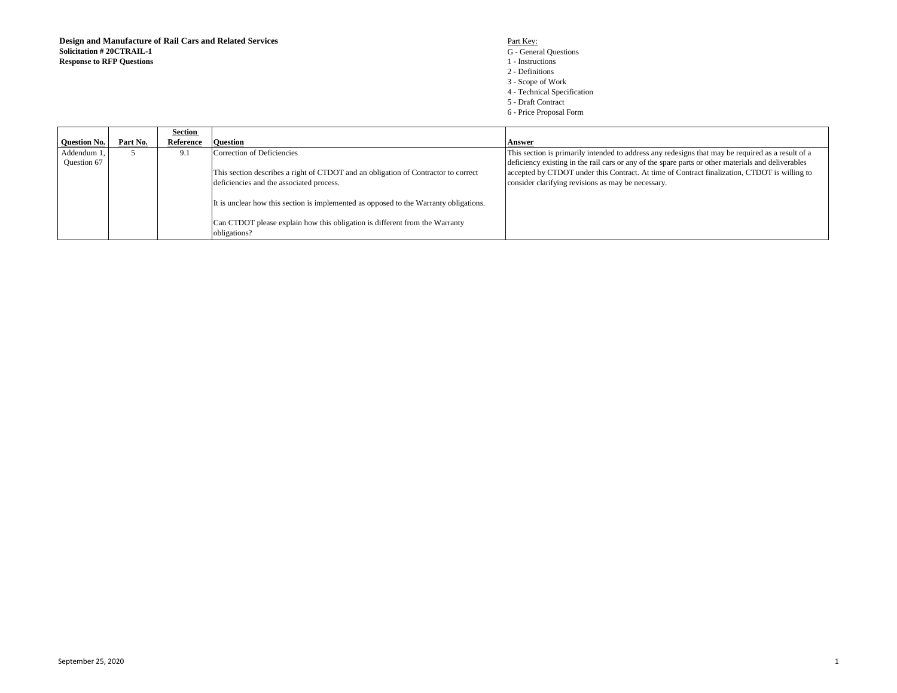**Design and Manufacture of Rail Cars and Related Services**
**Solicitation # 20CTRAIL-1**
**Response to RFP Questions**

Part Key:
G - General Questions
1 - Instructions
2 - Definitions
3 - Scope of Work
4 - Technical Specification
5 - Draft Contract
6 - Price Proposal Form

| Question No. | Part No. | Section Reference | Question | Answer |
|---|---|---|---|---|
| Addendum 1, Question 67 | 5 | 9.1 | Correction of Deficiencies<br><br>This section describes a right of CTDOT and an obligation of Contractor to correct deficiencies and the associated process.<br><br>It is unclear how this section is implemented as opposed to the Warranty obligations.<br><br>Can CTDOT please explain how this obligation is different from the Warranty obligations? | This section is primarily intended to address any redesigns that may be required as a result of a deficiency existing in the rail cars or any of the spare parts or other materials and deliverables accepted by CTDOT under this Contract. At time of Contract finalization, CTDOT is willing to consider clarifying revisions as may be necessary. |

September 25, 2020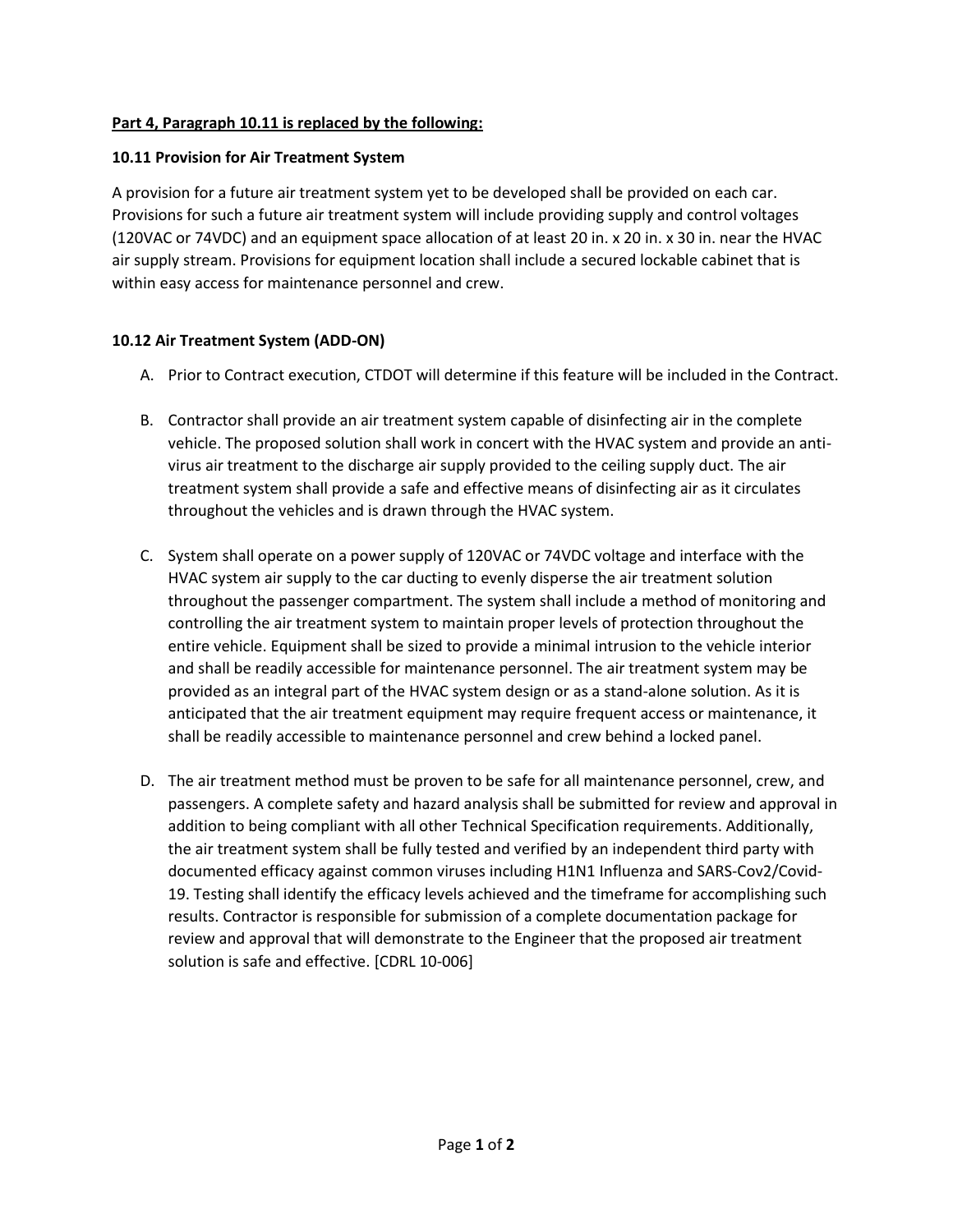**Part 4, Paragraph 10.11 is replaced by the following:**

**10.11 Provision for Air Treatment System**

A provision for a future air treatment system yet to be developed shall be provided on each car. Provisions for such a future air treatment system will include providing supply and control voltages (120VAC or 74VDC) and an equipment space allocation of at least 20 in. x 20 in. x 30 in. near the HVAC air supply stream. Provisions for equipment location shall include a secured lockable cabinet that is within easy access for maintenance personnel and crew.

**10.12 Air Treatment System (ADD-ON)**

A. Prior to Contract execution, CTDOT will determine if this feature will be included in the Contract.

B. Contractor shall provide an air treatment system capable of disinfecting air in the complete vehicle. The proposed solution shall work in concert with the HVAC system and provide an anti-virus air treatment to the discharge air supply provided to the ceiling supply duct. The air treatment system shall provide a safe and effective means of disinfecting air as it circulates throughout the vehicles and is drawn through the HVAC system.

C. System shall operate on a power supply of 120VAC or 74VDC voltage and interface with the HVAC system air supply to the car ducting to evenly disperse the air treatment solution throughout the passenger compartment. The system shall include a method of monitoring and controlling the air treatment system to maintain proper levels of protection throughout the entire vehicle. Equipment shall be sized to provide a minimal intrusion to the vehicle interior and shall be readily accessible for maintenance personnel. The air treatment system may be provided as an integral part of the HVAC system design or as a stand-alone solution. As it is anticipated that the air treatment equipment may require frequent access or maintenance, it shall be readily accessible to maintenance personnel and crew behind a locked panel.

D. The air treatment method must be proven to be safe for all maintenance personnel, crew, and passengers. A complete safety and hazard analysis shall be submitted for review and approval in addition to being compliant with all other Technical Specification requirements. Additionally, the air treatment system shall be fully tested and verified by an independent third party with documented efficacy against common viruses including H1N1 Influenza and SARS-Cov2/Covid-19. Testing shall identify the efficacy levels achieved and the timeframe for accomplishing such results. Contractor is responsible for submission of a complete documentation package for review and approval that will demonstrate to the Engineer that the proposed air treatment solution is safe and effective. [CDRL 10-006]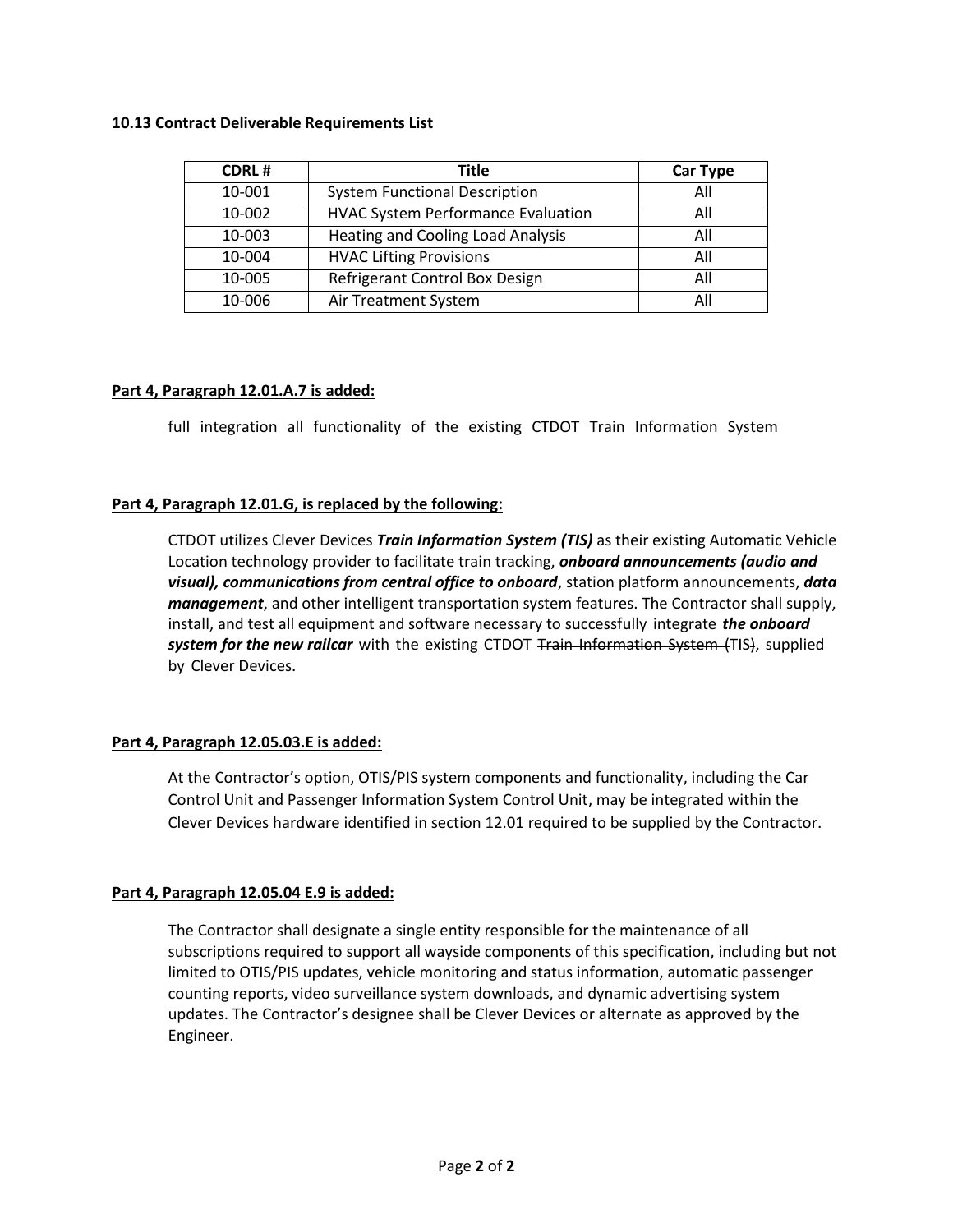**10.13 Contract Deliverable Requirements List**

| CDRL # | Title | Car Type |
|---|---|---|
| 10-001 | System Functional Description | All |
| 10-002 | HVAC System Performance Evaluation | All |
| 10-003 | Heating and Cooling Load Analysis | All |
| 10-004 | HVAC Lifting Provisions | All |
| 10-005 | Refrigerant Control Box Design | All |
| 10-006 | Air Treatment System | All |

**Part 4, Paragraph 12.01.A.7 is added:**

full integration all functionality of the existing CTDOT Train Information System

**Part 4, Paragraph 12.01.G, is replaced by the following:**

CTDOT utilizes Clever Devices ***Train Information System (TIS)*** as their existing Automatic Vehicle Location technology provider to facilitate train tracking, ***onboard announcements (audio and visual), communications from central office to onboard***, station platform announcements, ***data management***, and other intelligent transportation system features. The Contractor shall supply, install, and test all equipment and software necessary to successfully integrate ***the onboard system for the new railcar*** with the existing CTDOT ~~Train Information System (~~TIS~~)~~, supplied by Clever Devices.

**Part 4, Paragraph 12.05.03.E is added:**

At the Contractor's option, OTIS/PIS system components and functionality, including the Car Control Unit and Passenger Information System Control Unit, may be integrated within the Clever Devices hardware identified in section 12.01 required to be supplied by the Contractor.

**Part 4, Paragraph 12.05.04 E.9 is added:**

The Contractor shall designate a single entity responsible for the maintenance of all subscriptions required to support all wayside components of this specification, including but not limited to OTIS/PIS updates, vehicle monitoring and status information, automatic passenger counting reports, video surveillance system downloads, and dynamic advertising system updates. The Contractor's designee shall be Clever Devices or alternate as approved by the Engineer.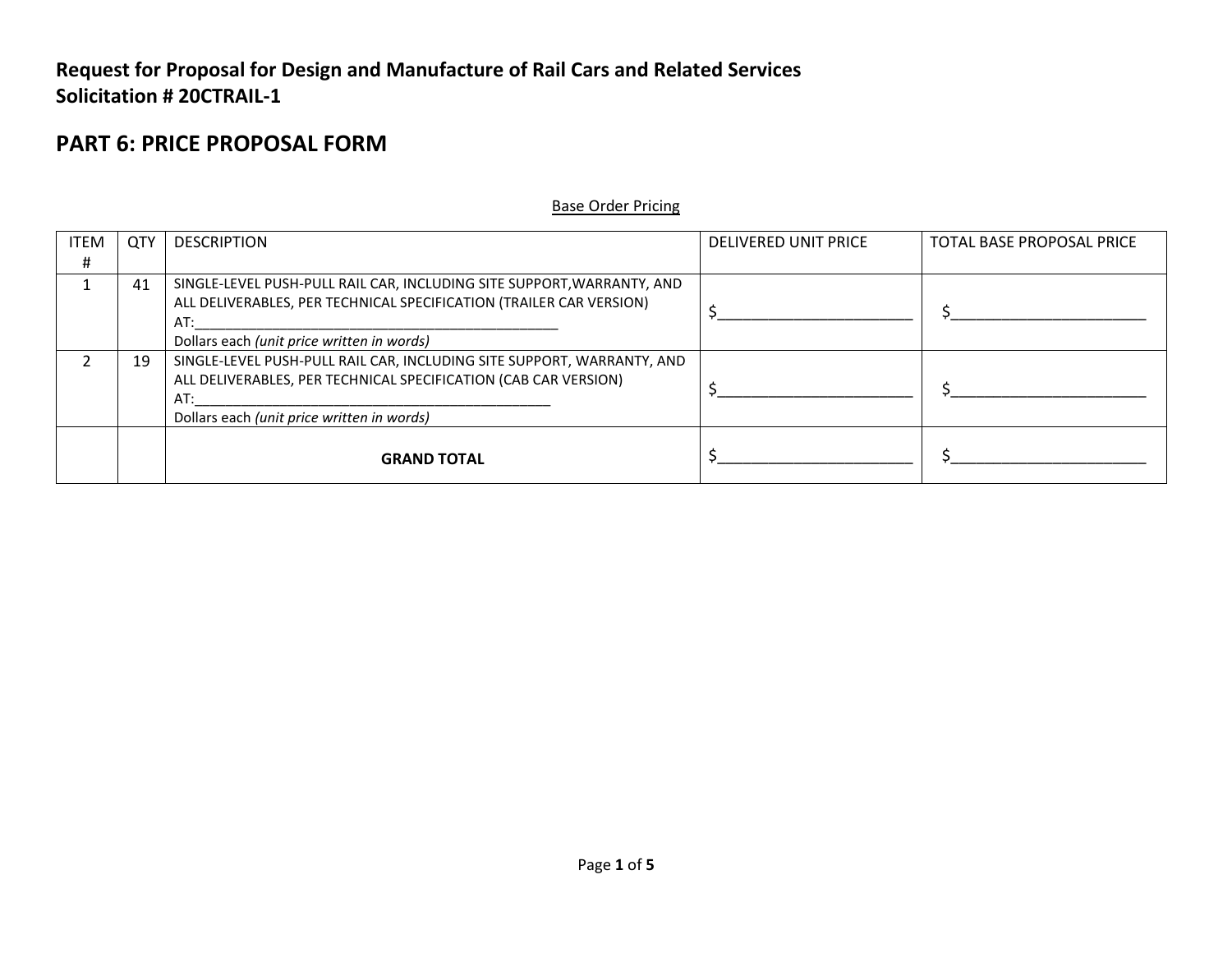**Request for Proposal for Design and Manufacture of Rail Cars and Related Services**
**Solicitation # 20CTRAIL-1**

# PART 6: PRICE PROPOSAL FORM

Base Order Pricing

| ITEM # | QTY | DESCRIPTION | DELIVERED UNIT PRICE | TOTAL BASE PROPOSAL PRICE |
|---|---|---|---|---|
| 1 | 41 | SINGLE-LEVEL PUSH-PULL RAIL CAR, INCLUDING SITE SUPPORT,WARRANTY, AND ALL DELIVERABLES, PER TECHNICAL SPECIFICATION (TRAILER CAR VERSION) AT:_______________________________________________ Dollars each *(unit price written in words)* | $_______________________ | $_______________________ |
| 2 | 19 | SINGLE-LEVEL PUSH-PULL RAIL CAR, INCLUDING SITE SUPPORT, WARRANTY, AND ALL DELIVERABLES, PER TECHNICAL SPECIFICATION (CAB CAR VERSION) AT:_______________________________________________ Dollars each *(unit price written in words)* | $_______________________ | $_______________________ |
| | | **GRAND TOTAL** | $_______________________ | $_______________________ |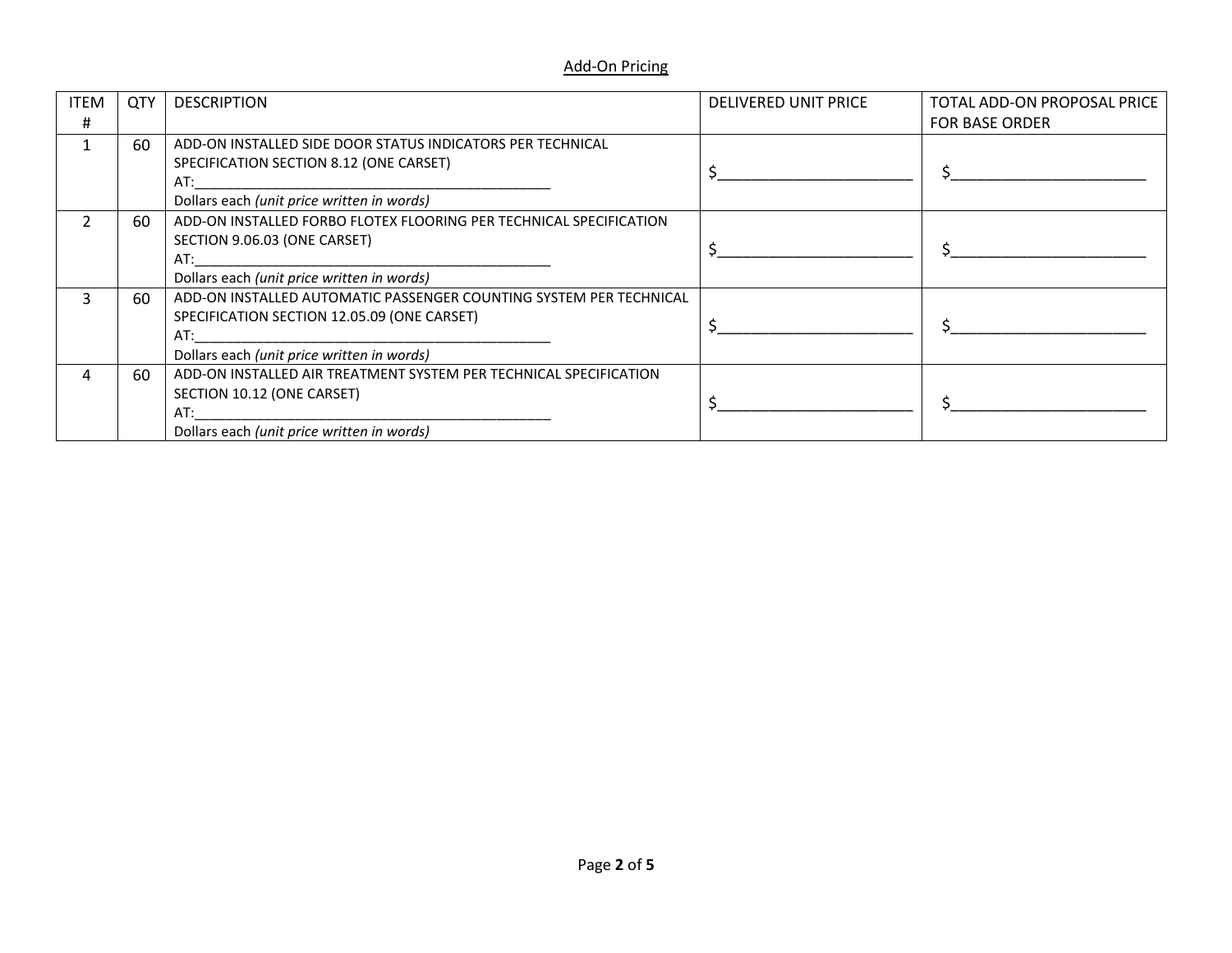## Add-On Pricing

| ITEM # | QTY | DESCRIPTION | DELIVERED UNIT PRICE | TOTAL ADD-ON PROPOSAL PRICE FOR BASE ORDER |
|---|---|---|---|---|
| 1 | 60 | ADD-ON INSTALLED SIDE DOOR STATUS INDICATORS PER TECHNICAL SPECIFICATION SECTION 8.12 (ONE CARSET)<br>AT:_______________________________________________<br>Dollars each *(unit price written in words)* | $________________________ | $________________________ |
| 2 | 60 | ADD-ON INSTALLED FORBO FLOTEX FLOORING PER TECHNICAL SPECIFICATION SECTION 9.06.03 (ONE CARSET)<br>AT:_______________________________________________<br>Dollars each *(unit price written in words)* | $________________________ | $________________________ |
| 3 | 60 | ADD-ON INSTALLED AUTOMATIC PASSENGER COUNTING SYSTEM PER TECHNICAL SPECIFICATION SECTION 12.05.09 (ONE CARSET)<br>AT:_______________________________________________<br>Dollars each *(unit price written in words)* | $________________________ | $________________________ |
| 4 | 60 | ADD-ON INSTALLED AIR TREATMENT SYSTEM PER TECHNICAL SPECIFICATION SECTION 10.12 (ONE CARSET)<br>AT:_______________________________________________<br>Dollars each *(unit price written in words)* | $________________________ | $________________________ |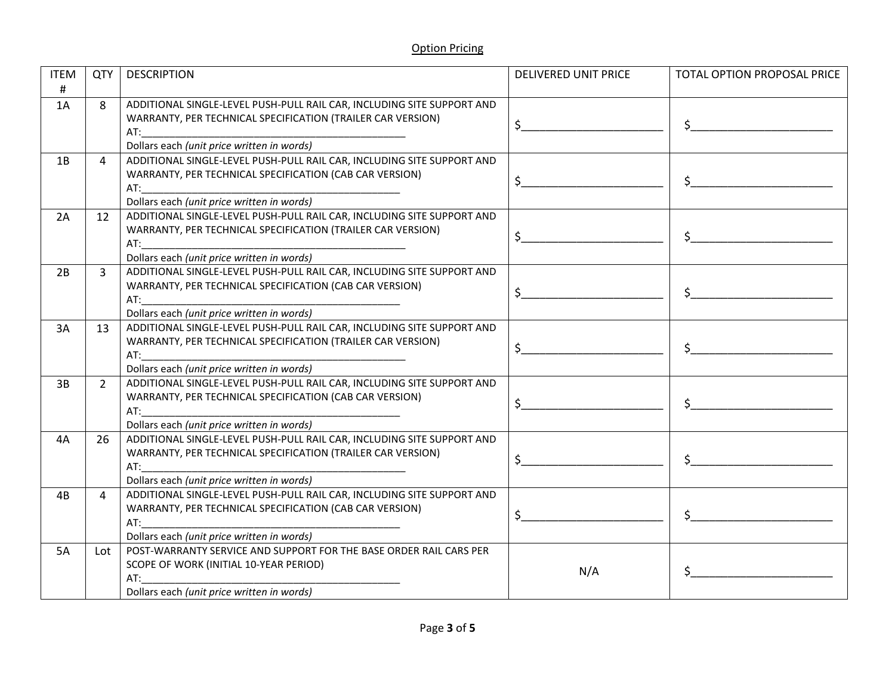Option Pricing

| ITEM # | QTY | DESCRIPTION | DELIVERED UNIT PRICE | TOTAL OPTION PROPOSAL PRICE |
|---|---|---|---|---|
| 1A | 8 | ADDITIONAL SINGLE-LEVEL PUSH-PULL RAIL CAR, INCLUDING SITE SUPPORT AND WARRANTY, PER TECHNICAL SPECIFICATION (TRAILER CAR VERSION) AT:_______________________________________________ Dollars each *(unit price written in words)* | $________________________ | $________________________ |
| 1B | 4 | ADDITIONAL SINGLE-LEVEL PUSH-PULL RAIL CAR, INCLUDING SITE SUPPORT AND WARRANTY, PER TECHNICAL SPECIFICATION (CAB CAR VERSION) AT:_______________________________________________ Dollars each *(unit price written in words)* | $________________________ | $________________________ |
| 2A | 12 | ADDITIONAL SINGLE-LEVEL PUSH-PULL RAIL CAR, INCLUDING SITE SUPPORT AND WARRANTY, PER TECHNICAL SPECIFICATION (TRAILER CAR VERSION) AT:_______________________________________________ Dollars each *(unit price written in words)* | $________________________ | $________________________ |
| 2B | 3 | ADDITIONAL SINGLE-LEVEL PUSH-PULL RAIL CAR, INCLUDING SITE SUPPORT AND WARRANTY, PER TECHNICAL SPECIFICATION (CAB CAR VERSION) AT:_______________________________________________ Dollars each *(unit price written in words)* | $________________________ | $________________________ |
| 3A | 13 | ADDITIONAL SINGLE-LEVEL PUSH-PULL RAIL CAR, INCLUDING SITE SUPPORT AND WARRANTY, PER TECHNICAL SPECIFICATION (TRAILER CAR VERSION) AT:_______________________________________________ Dollars each *(unit price written in words)* | $________________________ | $________________________ |
| 3B | 2 | ADDITIONAL SINGLE-LEVEL PUSH-PULL RAIL CAR, INCLUDING SITE SUPPORT AND WARRANTY, PER TECHNICAL SPECIFICATION (CAB CAR VERSION) AT:_______________________________________________ Dollars each *(unit price written in words)* | $________________________ | $________________________ |
| 4A | 26 | ADDITIONAL SINGLE-LEVEL PUSH-PULL RAIL CAR, INCLUDING SITE SUPPORT AND WARRANTY, PER TECHNICAL SPECIFICATION (TRAILER CAR VERSION) AT:_______________________________________________ Dollars each *(unit price written in words)* | $________________________ | $________________________ |
| 4B | 4 | ADDITIONAL SINGLE-LEVEL PUSH-PULL RAIL CAR, INCLUDING SITE SUPPORT AND WARRANTY, PER TECHNICAL SPECIFICATION (CAB CAR VERSION) AT:_______________________________________________ Dollars each *(unit price written in words)* | $________________________ | $________________________ |
| 5A | Lot | POST-WARRANTY SERVICE AND SUPPORT FOR THE BASE ORDER RAIL CARS PER SCOPE OF WORK (INITIAL 10-YEAR PERIOD) AT:_______________________________________________ Dollars each *(unit price written in words)* | N/A | $________________________ |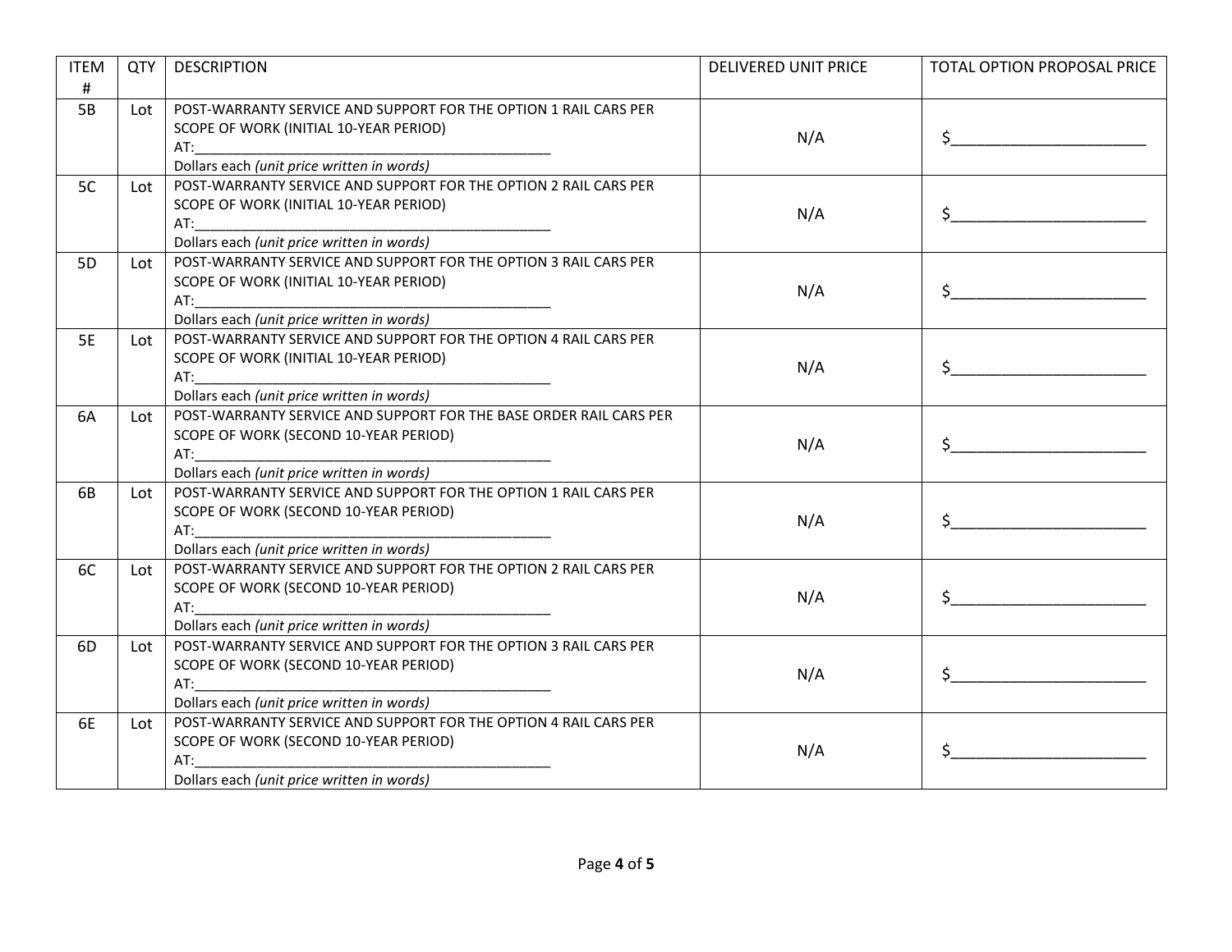| ITEM # | QTY | DESCRIPTION | DELIVERED UNIT PRICE | TOTAL OPTION PROPOSAL PRICE |
|---|---|---|---|---|
| 5B | Lot | POST-WARRANTY SERVICE AND SUPPORT FOR THE OPTION 1 RAIL CARS PER SCOPE OF WORK (INITIAL 10-YEAR PERIOD)<br>AT:_______________________________________________<br>Dollars each *(unit price written in words)* | N/A | $_______________________ |
| 5C | Lot | POST-WARRANTY SERVICE AND SUPPORT FOR THE OPTION 2 RAIL CARS PER SCOPE OF WORK (INITIAL 10-YEAR PERIOD)<br>AT:_______________________________________________<br>Dollars each *(unit price written in words)* | N/A | $_______________________ |
| 5D | Lot | POST-WARRANTY SERVICE AND SUPPORT FOR THE OPTION 3 RAIL CARS PER SCOPE OF WORK (INITIAL 10-YEAR PERIOD)<br>AT:_______________________________________________<br>Dollars each *(unit price written in words)* | N/A | $_______________________ |
| 5E | Lot | POST-WARRANTY SERVICE AND SUPPORT FOR THE OPTION 4 RAIL CARS PER SCOPE OF WORK (INITIAL 10-YEAR PERIOD)<br>AT:_______________________________________________<br>Dollars each *(unit price written in words)* | N/A | $_______________________ |
| 6A | Lot | POST-WARRANTY SERVICE AND SUPPORT FOR THE BASE ORDER RAIL CARS PER SCOPE OF WORK (SECOND 10-YEAR PERIOD)<br>AT:_______________________________________________<br>Dollars each *(unit price written in words)* | N/A | $_______________________ |
| 6B | Lot | POST-WARRANTY SERVICE AND SUPPORT FOR THE OPTION 1 RAIL CARS PER SCOPE OF WORK (SECOND 10-YEAR PERIOD)<br>AT:_______________________________________________<br>Dollars each *(unit price written in words)* | N/A | $_______________________ |
| 6C | Lot | POST-WARRANTY SERVICE AND SUPPORT FOR THE OPTION 2 RAIL CARS PER SCOPE OF WORK (SECOND 10-YEAR PERIOD)<br>AT:_______________________________________________<br>Dollars each *(unit price written in words)* | N/A | $_______________________ |
| 6D | Lot | POST-WARRANTY SERVICE AND SUPPORT FOR THE OPTION 3 RAIL CARS PER SCOPE OF WORK (SECOND 10-YEAR PERIOD)<br>AT:_______________________________________________<br>Dollars each *(unit price written in words)* | N/A | $_______________________ |
| 6E | Lot | POST-WARRANTY SERVICE AND SUPPORT FOR THE OPTION 4 RAIL CARS PER SCOPE OF WORK (SECOND 10-YEAR PERIOD)<br>AT:_______________________________________________<br>Dollars each *(unit price written in words)* | N/A | $_______________________ |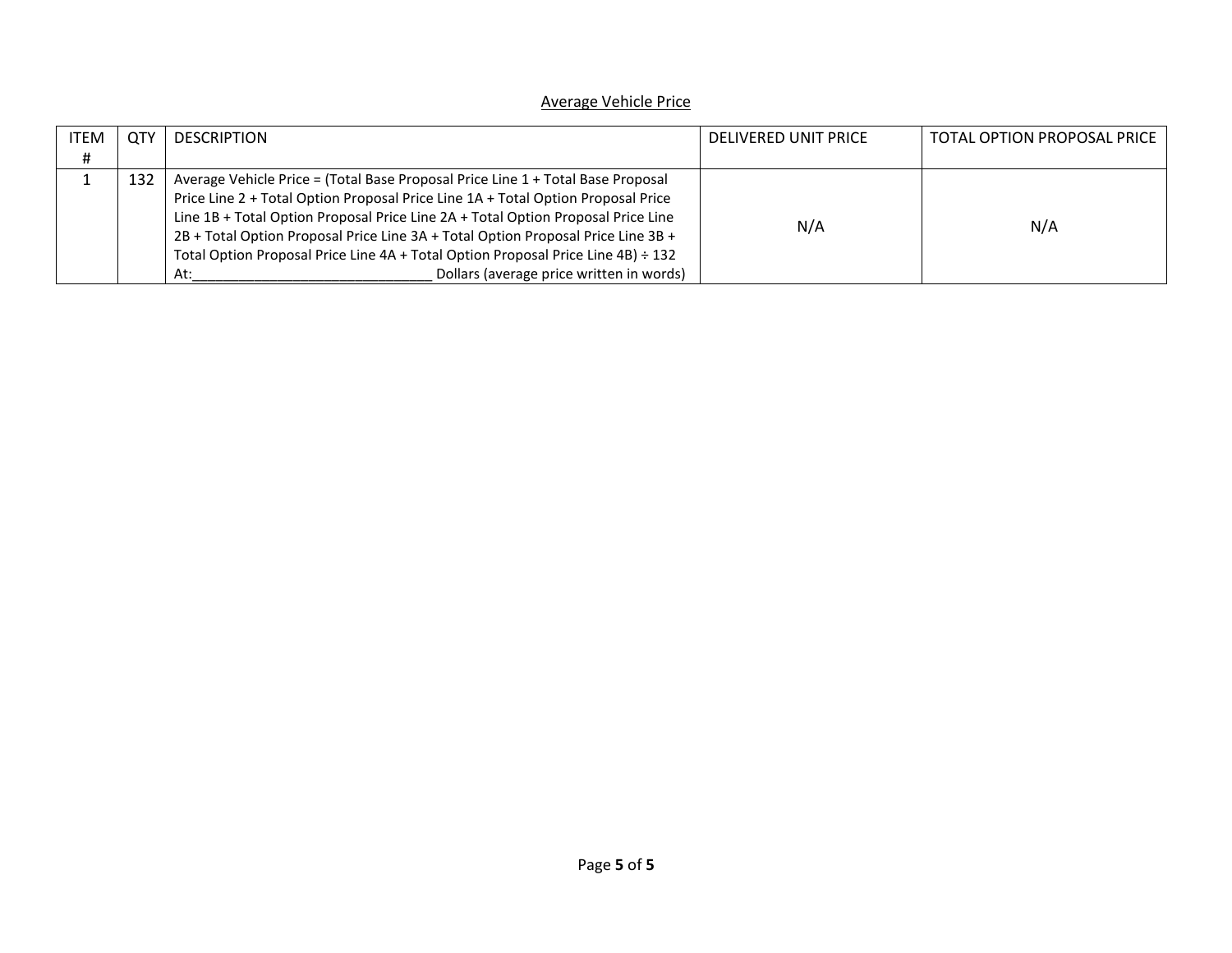Average Vehicle Price

| ITEM # | QTY | DESCRIPTION | DELIVERED UNIT PRICE | TOTAL OPTION PROPOSAL PRICE |
| --- | --- | --- | --- | --- |
| 1 | 132 | Average Vehicle Price = (Total Base Proposal Price Line 1 + Total Base Proposal Price Line 2 + Total Option Proposal Price Line 1A + Total Option Proposal Price Line 1B + Total Option Proposal Price Line 2A + Total Option Proposal Price Line 2B + Total Option Proposal Price Line 3A + Total Option Proposal Price Line 3B + Total Option Proposal Price Line 4A + Total Option Proposal Price Line 4B) ÷ 132 At:______________________________ Dollars (average price written in words) | N/A | N/A |